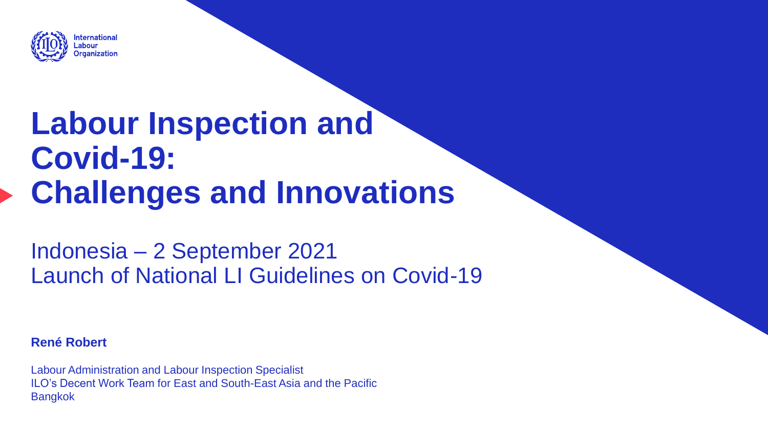International Labour Organization

# Labour Inspection and Covid-19: Challenges and Innovations

Indonesia – 2 September 2021
Launch of National LI Guidelines on Covid-19

**René Robert**

Labour Administration and Labour Inspection Specialist
ILO's Decent Work Team for East and South-East Asia and the Pacific
Bangkok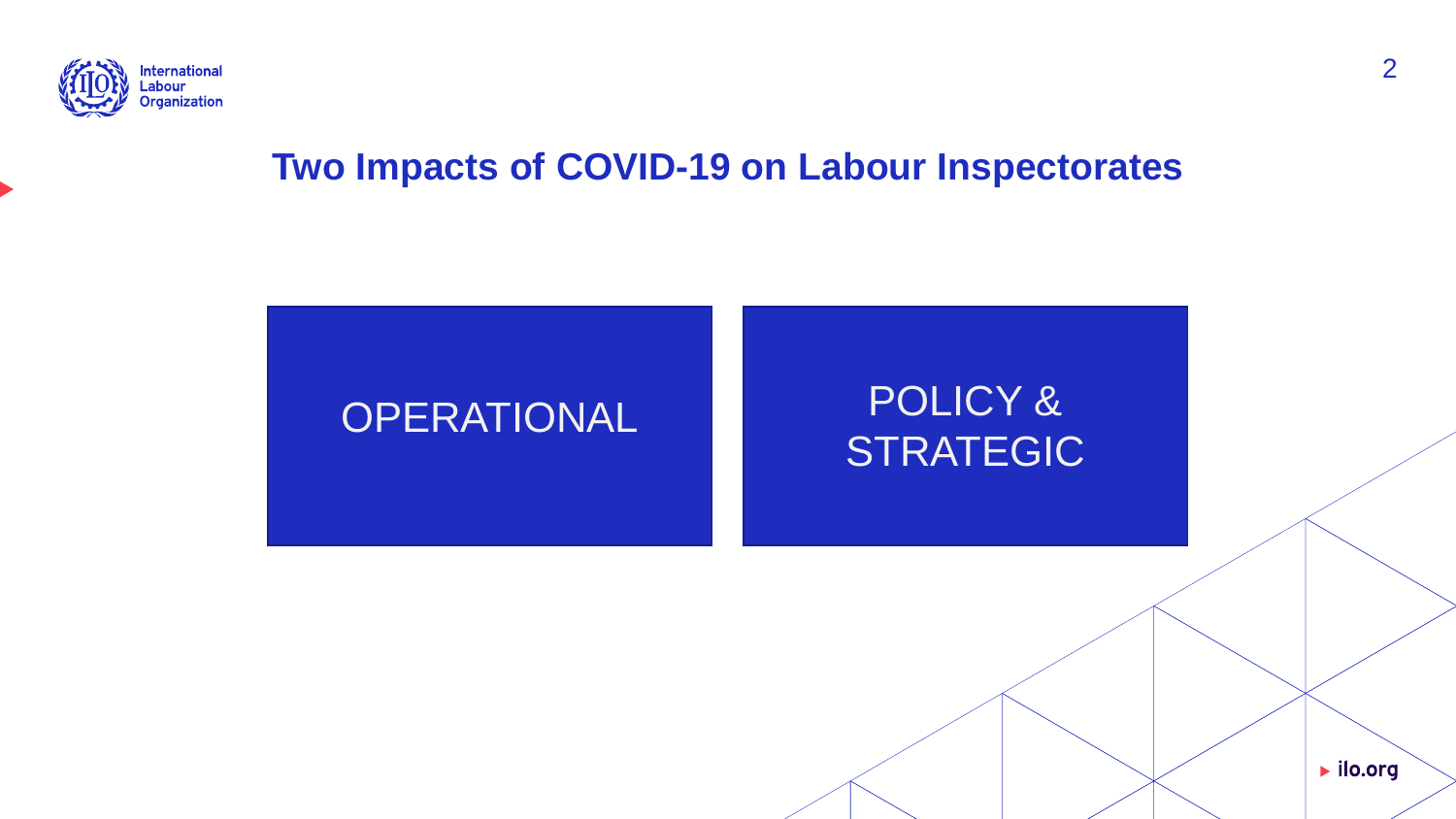# Two Impacts of COVID-19 on Labour Inspectorates

OPERATIONAL

POLICY & STRATEGIC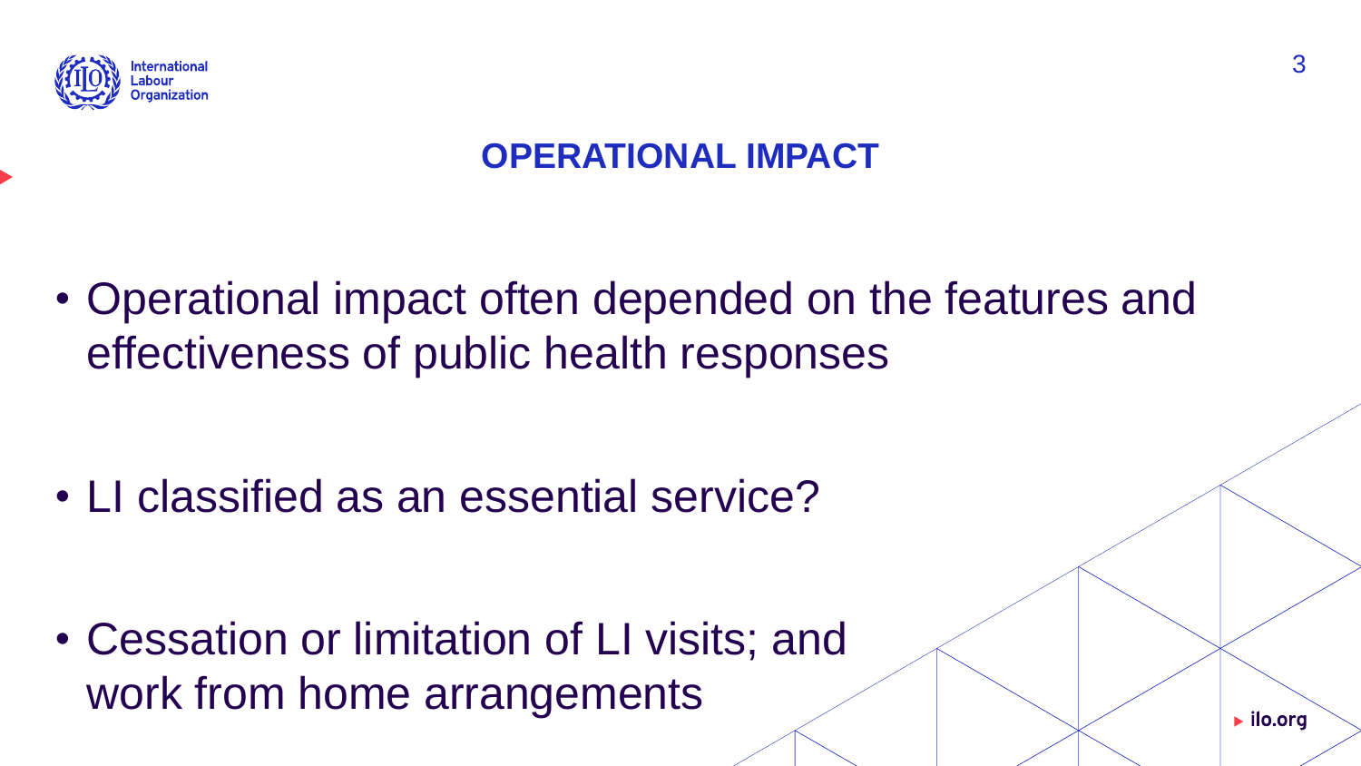# OPERATIONAL IMPACT

- Operational impact often depended on the features and effectiveness of public health responses
- LI classified as an essential service?
- Cessation or limitation of LI visits; and work from home arrangements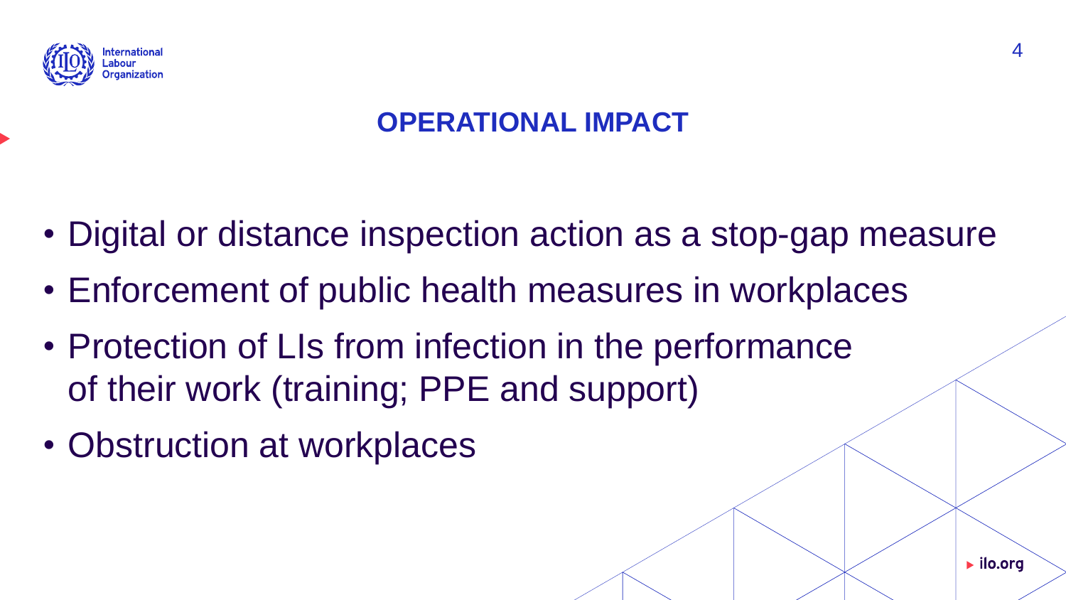# OPERATIONAL IMPACT

- Digital or distance inspection action as a stop-gap measure
- Enforcement of public health measures in workplaces
- Protection of LIs from infection in the performance of their work (training; PPE and support)
- Obstruction at workplaces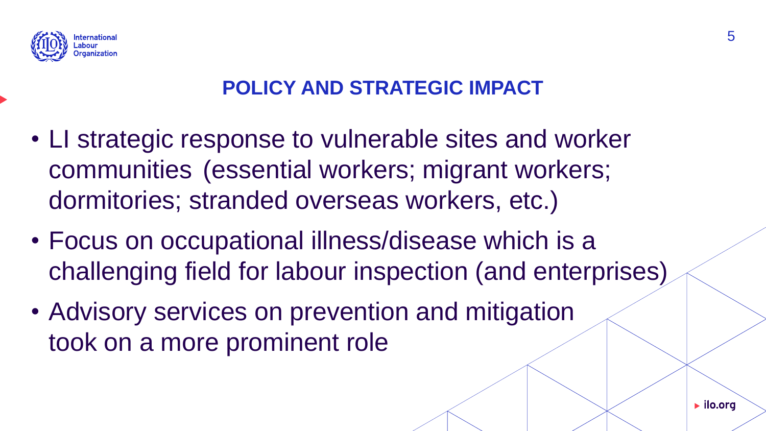## POLICY AND STRATEGIC IMPACT

- LI strategic response to vulnerable sites and worker communities (essential workers; migrant workers; dormitories; stranded overseas workers, etc.)
- Focus on occupational illness/disease which is a challenging field for labour inspection (and enterprises)
- Advisory services on prevention and mitigation took on a more prominent role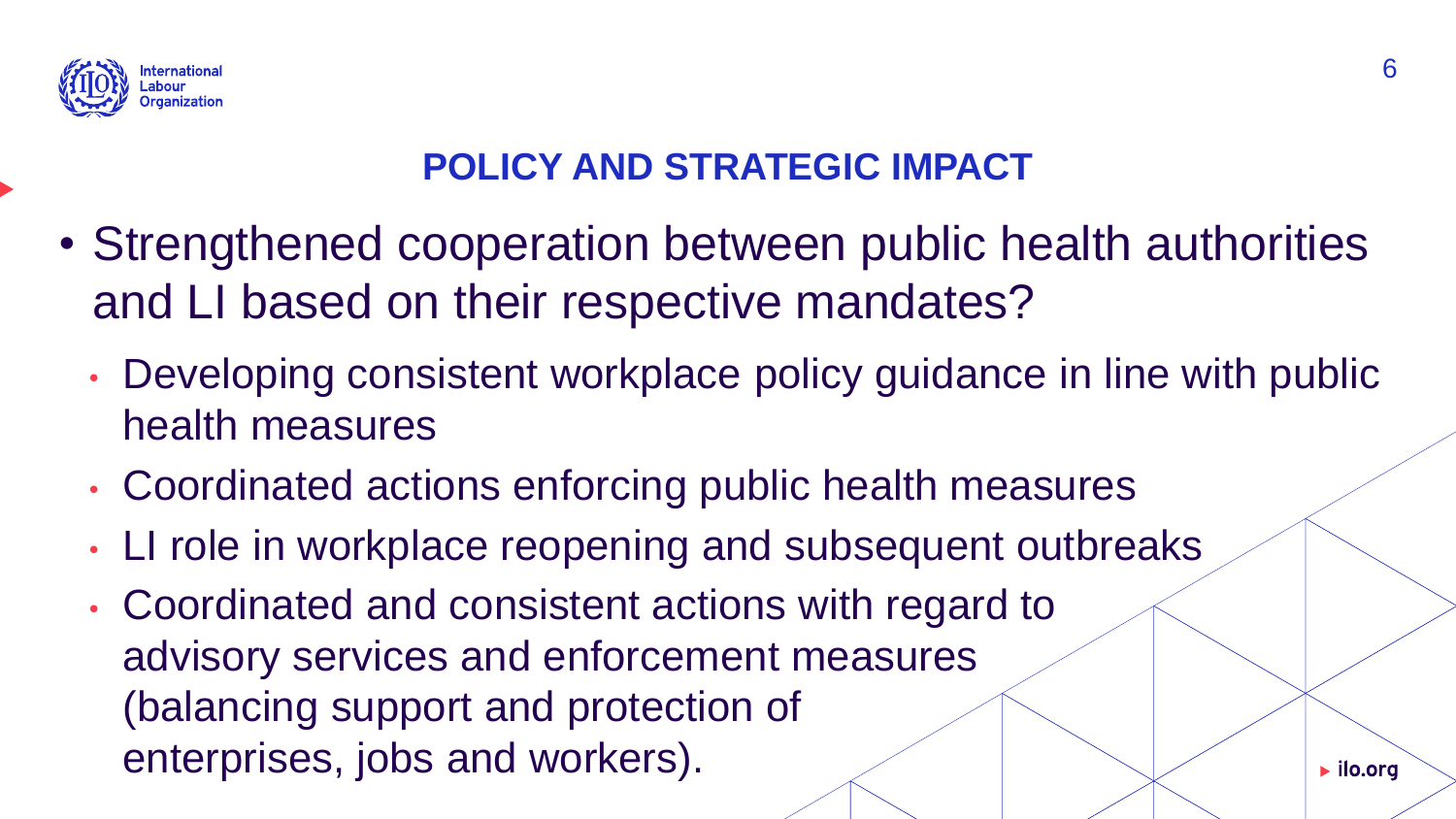## POLICY AND STRATEGIC IMPACT

- Strengthened cooperation between public health authorities and LI based on their respective mandates?
  - Developing consistent workplace policy guidance in line with public health measures
  - Coordinated actions enforcing public health measures
  - LI role in workplace reopening and subsequent outbreaks
  - Coordinated and consistent actions with regard to advisory services and enforcement measures (balancing support and protection of enterprises, jobs and workers).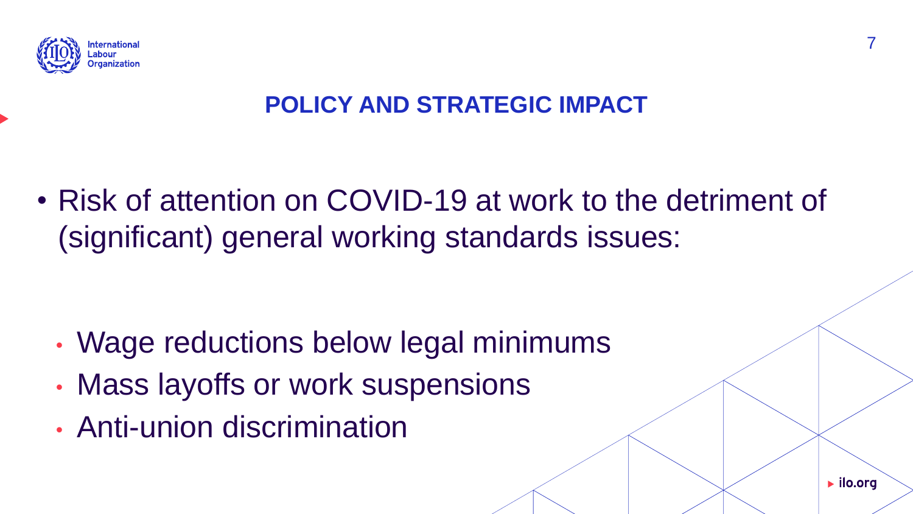## POLICY AND STRATEGIC IMPACT

- Risk of attention on COVID-19 at work to the detriment of (significant) general working standards issues:
  - Wage reductions below legal minimums
  - Mass layoffs or work suspensions
  - Anti-union discrimination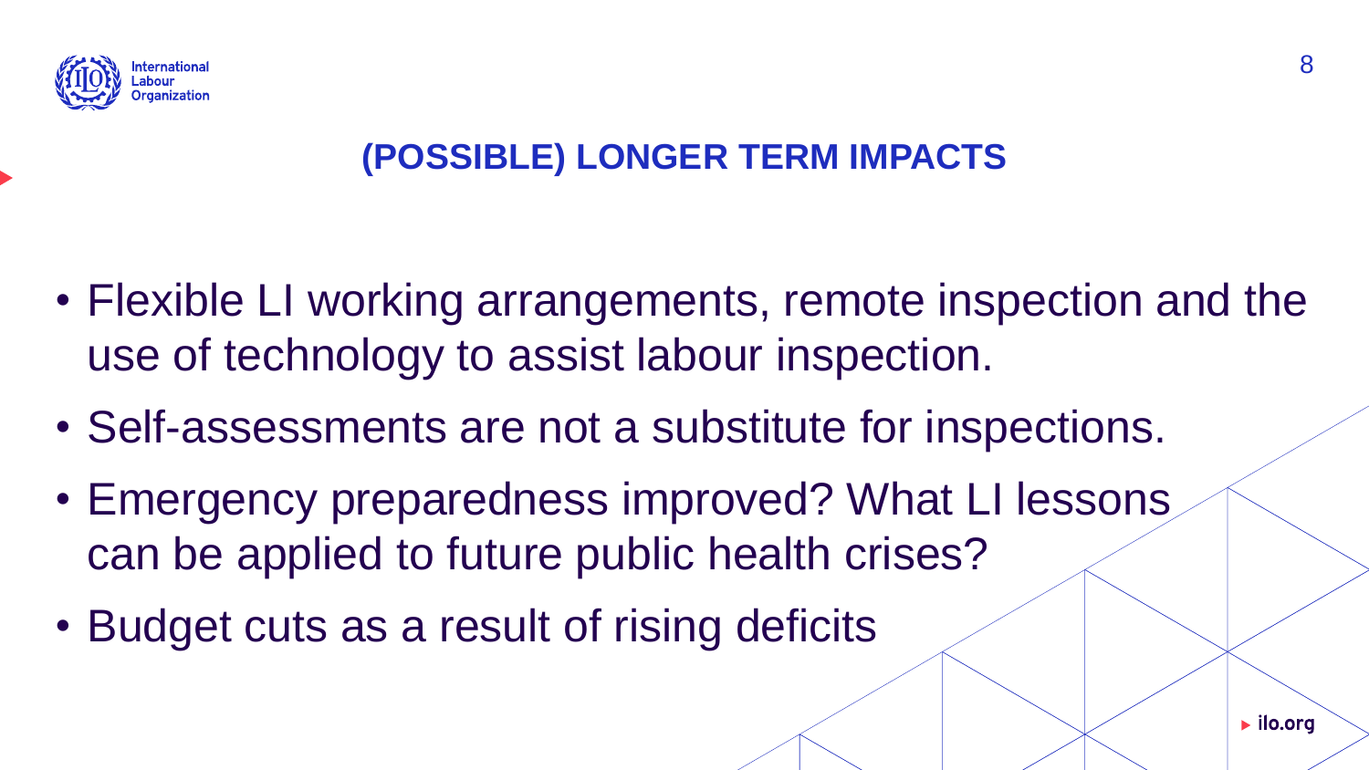## (POSSIBLE) LONGER TERM IMPACTS

- Flexible LI working arrangements, remote inspection and the use of technology to assist labour inspection.
- Self-assessments are not a substitute for inspections.
- Emergency preparedness improved? What LI lessons can be applied to future public health crises?
- Budget cuts as a result of rising deficits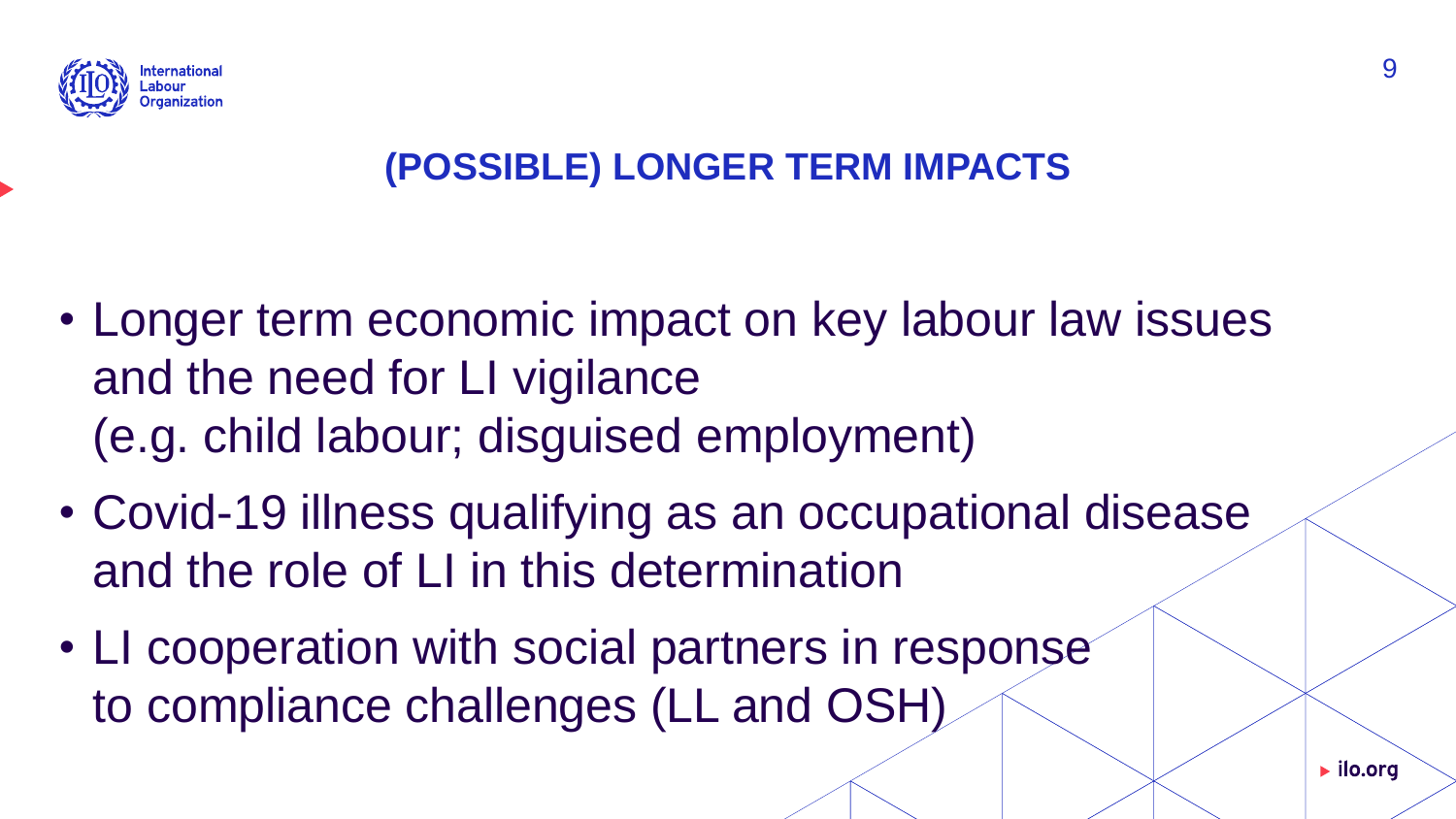## (POSSIBLE) LONGER TERM IMPACTS

- Longer term economic impact on key labour law issues and the need for LI vigilance (e.g. child labour; disguised employment)
- Covid-19 illness qualifying as an occupational disease and the role of LI in this determination
- LI cooperation with social partners in response to compliance challenges (LL and OSH)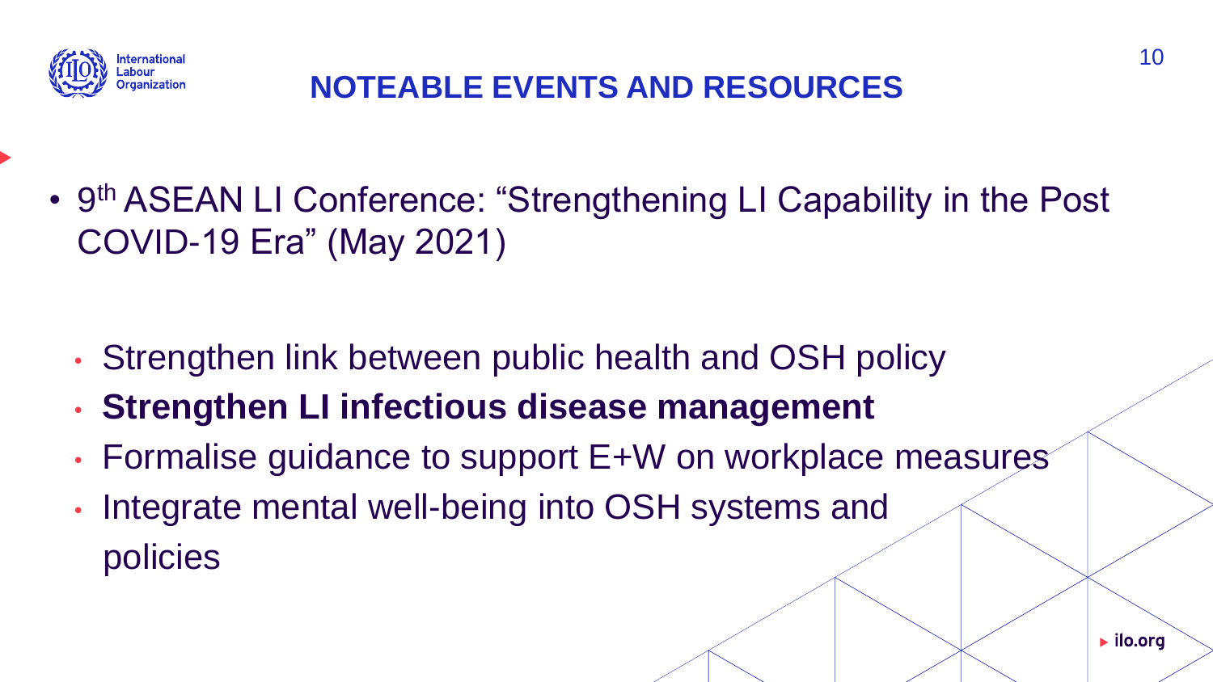## NOTEABLE EVENTS AND RESOURCES

- 9th ASEAN LI Conference: "Strengthening LI Capability in the Post COVID-19 Era" (May 2021)
  - Strengthen link between public health and OSH policy
  - **Strengthen LI infectious disease management**
  - Formalise guidance to support E+W on workplace measures
  - Integrate mental well-being into OSH systems and policies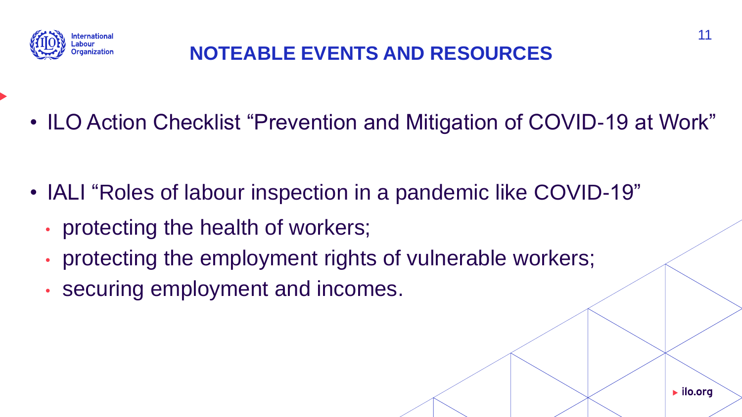# NOTEABLE EVENTS AND RESOURCES

- ILO Action Checklist “Prevention and Mitigation of COVID-19 at Work”

- IALI “Roles of labour inspection in a pandemic like COVID-19”
  - protecting the health of workers;
  - protecting the employment rights of vulnerable workers;
  - securing employment and incomes.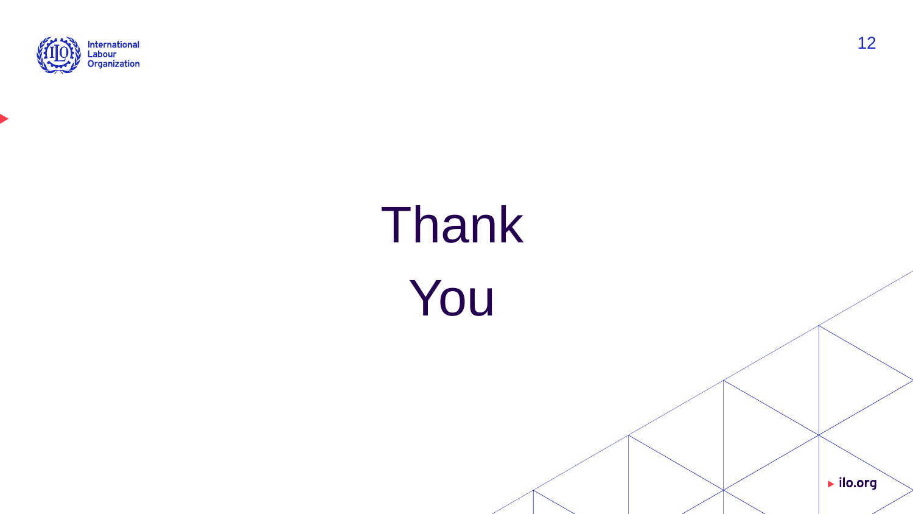# Thank You

ilo.org